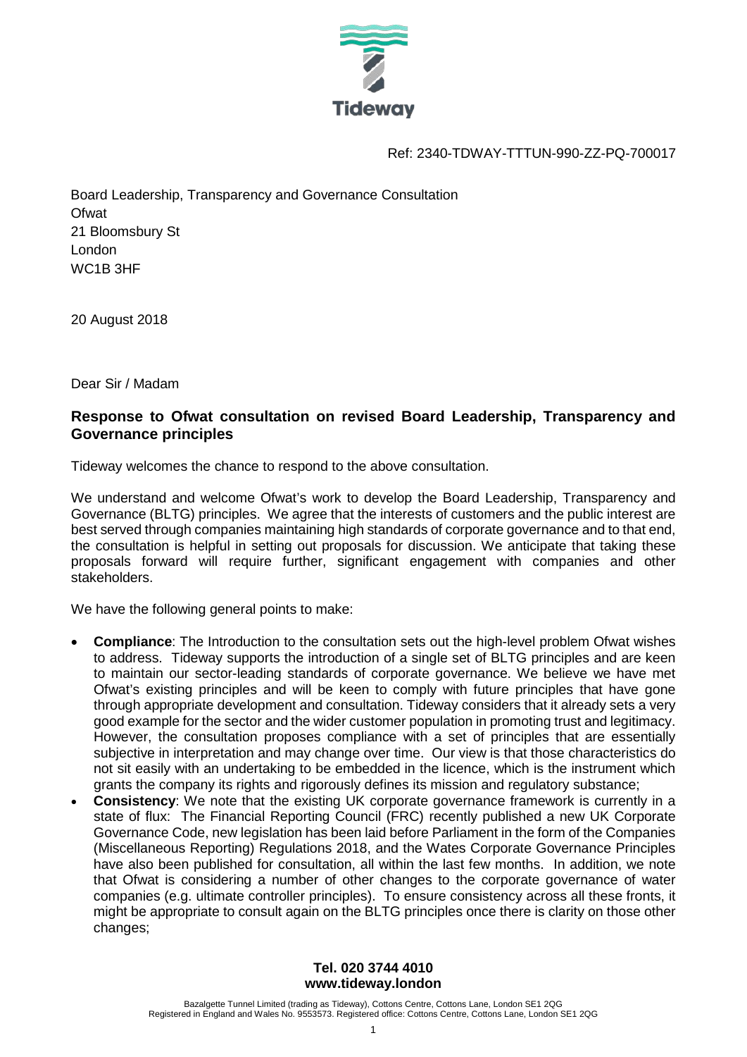Tideway

Ref: 2340-TDWAY-TTTUN-990-ZZ-PQ-700017

Board Leadership, Transparency and Governance Consultation
Ofwat
21 Bloomsbury St
London
WC1B 3HF

20 August 2018

Dear Sir / Madam

**Response to Ofwat consultation on revised Board Leadership, Transparency and Governance principles**

Tideway welcomes the chance to respond to the above consultation.

We understand and welcome Ofwat's work to develop the Board Leadership, Transparency and Governance (BLTG) principles. We agree that the interests of customers and the public interest are best served through companies maintaining high standards of corporate governance and to that end, the consultation is helpful in setting out proposals for discussion. We anticipate that taking these proposals forward will require further, significant engagement with companies and other stakeholders.

We have the following general points to make:

- **Compliance**: The Introduction to the consultation sets out the high-level problem Ofwat wishes to address. Tideway supports the introduction of a single set of BLTG principles and are keen to maintain our sector-leading standards of corporate governance. We believe we have met Ofwat's existing principles and will be keen to comply with future principles that have gone through appropriate development and consultation. Tideway considers that it already sets a very good example for the sector and the wider customer population in promoting trust and legitimacy. However, the consultation proposes compliance with a set of principles that are essentially subjective in interpretation and may change over time. Our view is that those characteristics do not sit easily with an undertaking to be embedded in the licence, which is the instrument which grants the company its rights and rigorously defines its mission and regulatory substance;
- **Consistency**: We note that the existing UK corporate governance framework is currently in a state of flux: The Financial Reporting Council (FRC) recently published a new UK Corporate Governance Code, new legislation has been laid before Parliament in the form of the Companies (Miscellaneous Reporting) Regulations 2018, and the Wates Corporate Governance Principles have also been published for consultation, all within the last few months. In addition, we note that Ofwat is considering a number of other changes to the corporate governance of water companies (e.g. ultimate controller principles). To ensure consistency across all these fronts, it might be appropriate to consult again on the BLTG principles once there is clarity on those other changes;

**Tel. 020 3744 4010**
**www.tideway.london**

Bazalgette Tunnel Limited (trading as Tideway), Cottons Centre, Cottons Lane, London SE1 2QG
Registered in England and Wales No. 9553573. Registered office: Cottons Centre, Cottons Lane, London SE1 2QG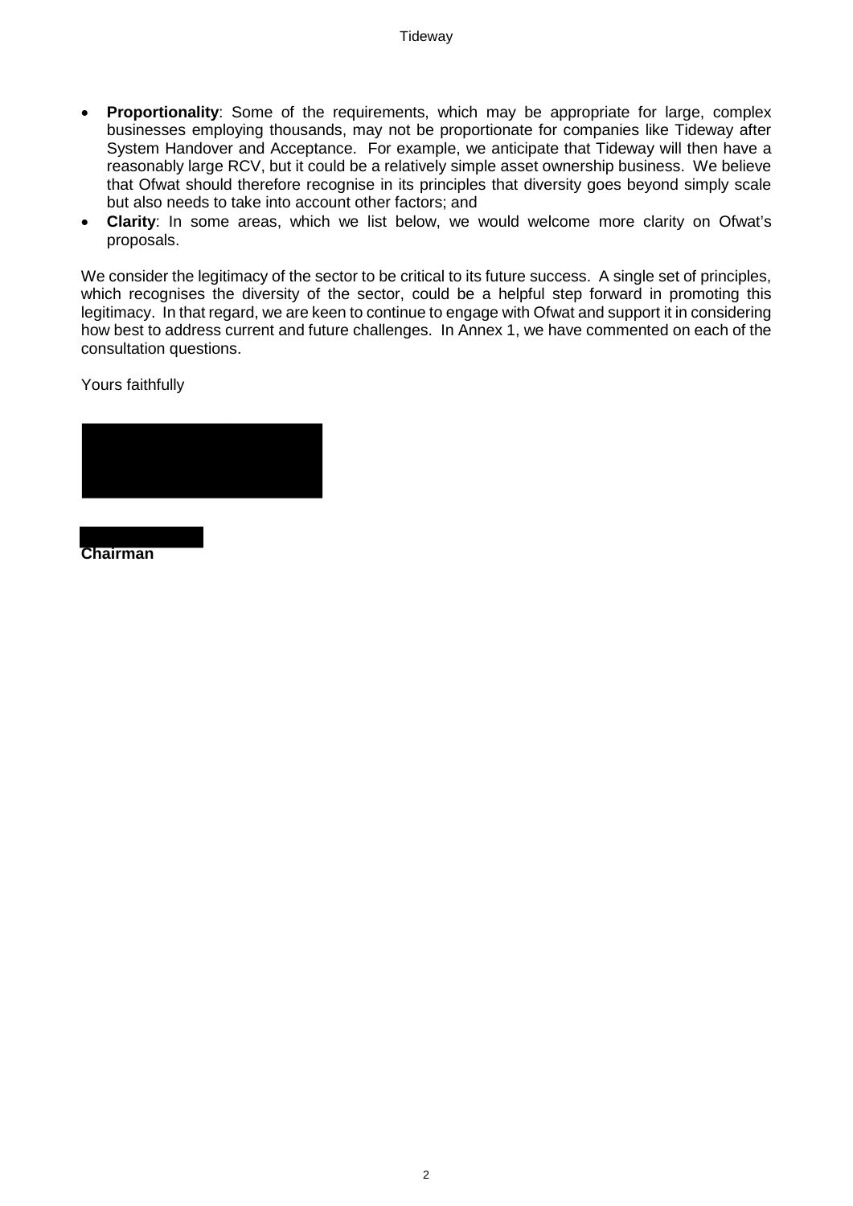- **Proportionality**: Some of the requirements, which may be appropriate for large, complex businesses employing thousands, may not be proportionate for companies like Tideway after System Handover and Acceptance. For example, we anticipate that Tideway will then have a reasonably large RCV, but it could be a relatively simple asset ownership business. We believe that Ofwat should therefore recognise in its principles that diversity goes beyond simply scale but also needs to take into account other factors; and
- **Clarity**: In some areas, which we list below, we would welcome more clarity on Ofwat's proposals.

We consider the legitimacy of the sector to be critical to its future success. A single set of principles, which recognises the diversity of the sector, could be a helpful step forward in promoting this legitimacy. In that regard, we are keen to continue to engage with Ofwat and support it in considering how best to address current and future challenges. In Annex 1, we have commented on each of the consultation questions.

Yours faithfully

**Chairman**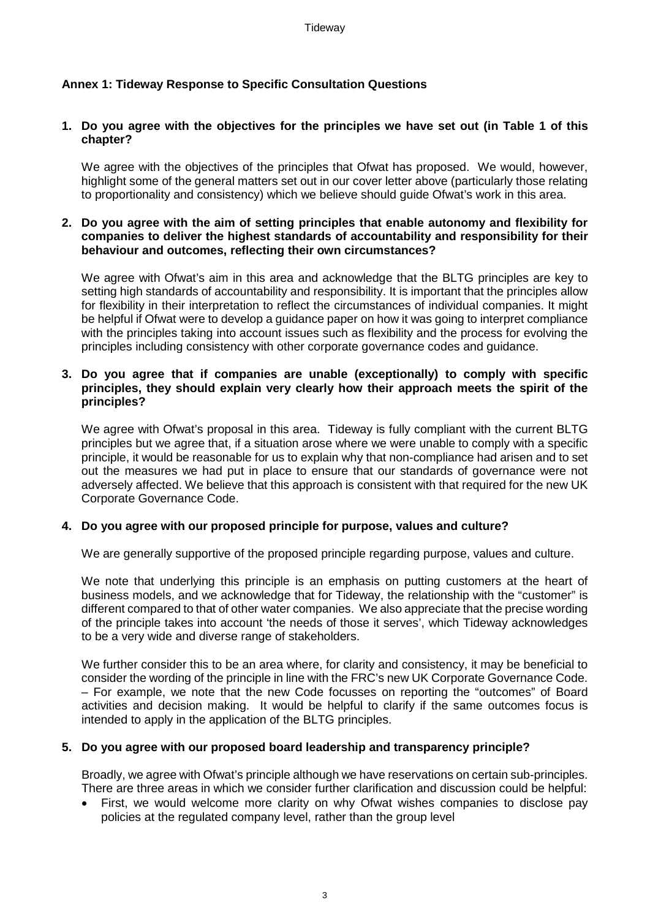## Annex 1: Tideway Response to Specific Consultation Questions

1. **Do you agree with the objectives for the principles we have set out (in Table 1 of this chapter?**

   We agree with the objectives of the principles that Ofwat has proposed. We would, however, highlight some of the general matters set out in our cover letter above (particularly those relating to proportionality and consistency) which we believe should guide Ofwat's work in this area.

2. **Do you agree with the aim of setting principles that enable autonomy and flexibility for companies to deliver the highest standards of accountability and responsibility for their behaviour and outcomes, reflecting their own circumstances?**

   We agree with Ofwat's aim in this area and acknowledge that the BLTG principles are key to setting high standards of accountability and responsibility. It is important that the principles allow for flexibility in their interpretation to reflect the circumstances of individual companies. It might be helpful if Ofwat were to develop a guidance paper on how it was going to interpret compliance with the principles taking into account issues such as flexibility and the process for evolving the principles including consistency with other corporate governance codes and guidance.

3. **Do you agree that if companies are unable (exceptionally) to comply with specific principles, they should explain very clearly how their approach meets the spirit of the principles?**

   We agree with Ofwat's proposal in this area. Tideway is fully compliant with the current BLTG principles but we agree that, if a situation arose where we were unable to comply with a specific principle, it would be reasonable for us to explain why that non-compliance had arisen and to set out the measures we had put in place to ensure that our standards of governance were not adversely affected. We believe that this approach is consistent with that required for the new UK Corporate Governance Code.

4. **Do you agree with our proposed principle for purpose, values and culture?**

   We are generally supportive of the proposed principle regarding purpose, values and culture.

   We note that underlying this principle is an emphasis on putting customers at the heart of business models, and we acknowledge that for Tideway, the relationship with the "customer" is different compared to that of other water companies. We also appreciate that the precise wording of the principle takes into account 'the needs of those it serves', which Tideway acknowledges to be a very wide and diverse range of stakeholders.

   We further consider this to be an area where, for clarity and consistency, it may be beneficial to consider the wording of the principle in line with the FRC's new UK Corporate Governance Code. – For example, we note that the new Code focusses on reporting the "outcomes" of Board activities and decision making. It would be helpful to clarify if the same outcomes focus is intended to apply in the application of the BLTG principles.

5. **Do you agree with our proposed board leadership and transparency principle?**

   Broadly, we agree with Ofwat's principle although we have reservations on certain sub-principles. There are three areas in which we consider further clarification and discussion could be helpful:

   - First, we would welcome more clarity on why Ofwat wishes companies to disclose pay policies at the regulated company level, rather than the group level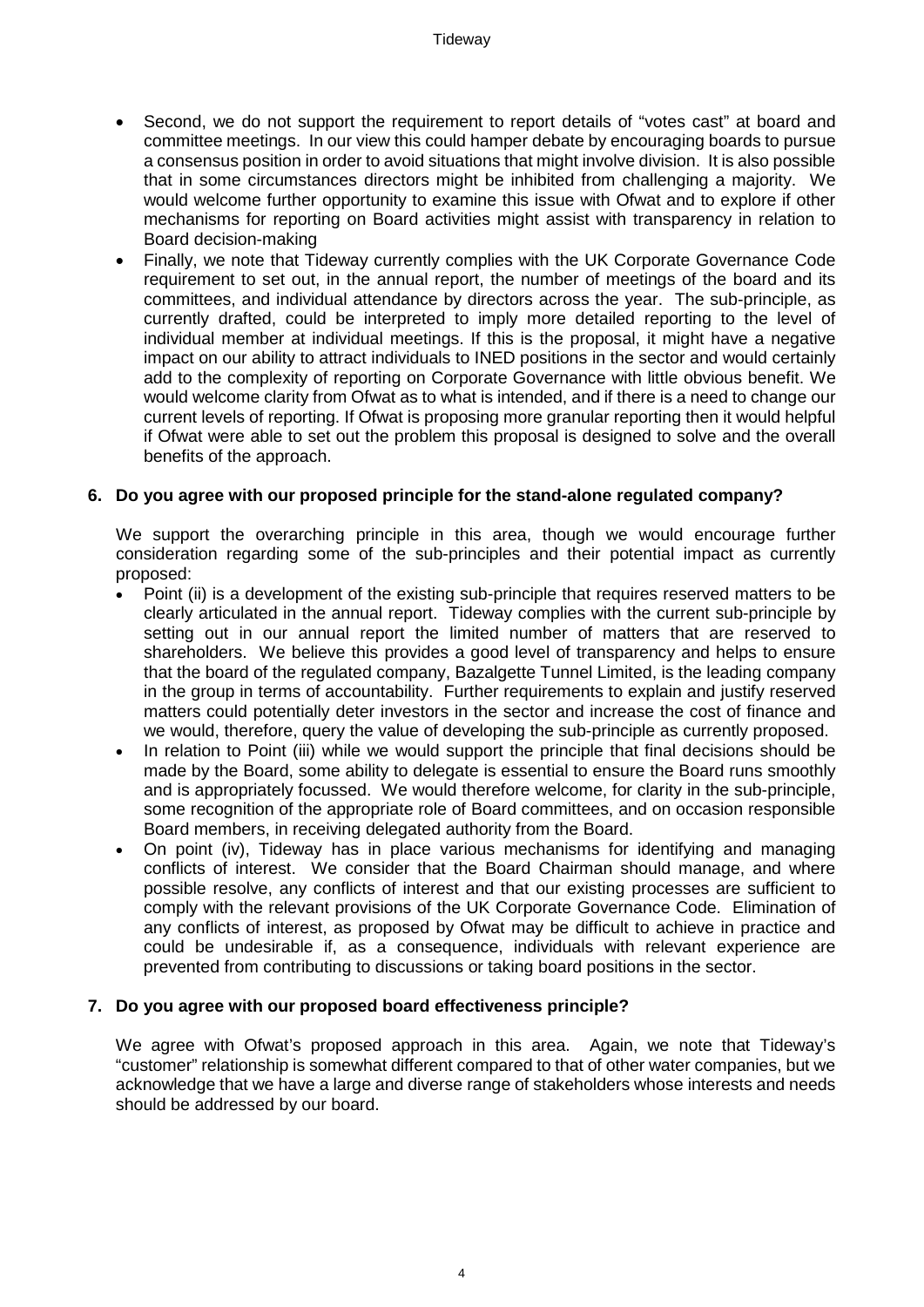- Second, we do not support the requirement to report details of "votes cast" at board and committee meetings. In our view this could hamper debate by encouraging boards to pursue a consensus position in order to avoid situations that might involve division. It is also possible that in some circumstances directors might be inhibited from challenging a majority. We would welcome further opportunity to examine this issue with Ofwat and to explore if other mechanisms for reporting on Board activities might assist with transparency in relation to Board decision-making
- Finally, we note that Tideway currently complies with the UK Corporate Governance Code requirement to set out, in the annual report, the number of meetings of the board and its committees, and individual attendance by directors across the year. The sub-principle, as currently drafted, could be interpreted to imply more detailed reporting to the level of individual member at individual meetings. If this is the proposal, it might have a negative impact on our ability to attract individuals to INED positions in the sector and would certainly add to the complexity of reporting on Corporate Governance with little obvious benefit. We would welcome clarity from Ofwat as to what is intended, and if there is a need to change our current levels of reporting. If Ofwat is proposing more granular reporting then it would helpful if Ofwat were able to set out the problem this proposal is designed to solve and the overall benefits of the approach.

**6. Do you agree with our proposed principle for the stand-alone regulated company?**

We support the overarching principle in this area, though we would encourage further consideration regarding some of the sub-principles and their potential impact as currently proposed:

- Point (ii) is a development of the existing sub-principle that requires reserved matters to be clearly articulated in the annual report. Tideway complies with the current sub-principle by setting out in our annual report the limited number of matters that are reserved to shareholders. We believe this provides a good level of transparency and helps to ensure that the board of the regulated company, Bazalgette Tunnel Limited, is the leading company in the group in terms of accountability. Further requirements to explain and justify reserved matters could potentially deter investors in the sector and increase the cost of finance and we would, therefore, query the value of developing the sub-principle as currently proposed.
- In relation to Point (iii) while we would support the principle that final decisions should be made by the Board, some ability to delegate is essential to ensure the Board runs smoothly and is appropriately focussed. We would therefore welcome, for clarity in the sub-principle, some recognition of the appropriate role of Board committees, and on occasion responsible Board members, in receiving delegated authority from the Board.
- On point (iv), Tideway has in place various mechanisms for identifying and managing conflicts of interest. We consider that the Board Chairman should manage, and where possible resolve, any conflicts of interest and that our existing processes are sufficient to comply with the relevant provisions of the UK Corporate Governance Code. Elimination of any conflicts of interest, as proposed by Ofwat may be difficult to achieve in practice and could be undesirable if, as a consequence, individuals with relevant experience are prevented from contributing to discussions or taking board positions in the sector.

**7. Do you agree with our proposed board effectiveness principle?**

We agree with Ofwat's proposed approach in this area. Again, we note that Tideway's "customer" relationship is somewhat different compared to that of other water companies, but we acknowledge that we have a large and diverse range of stakeholders whose interests and needs should be addressed by our board.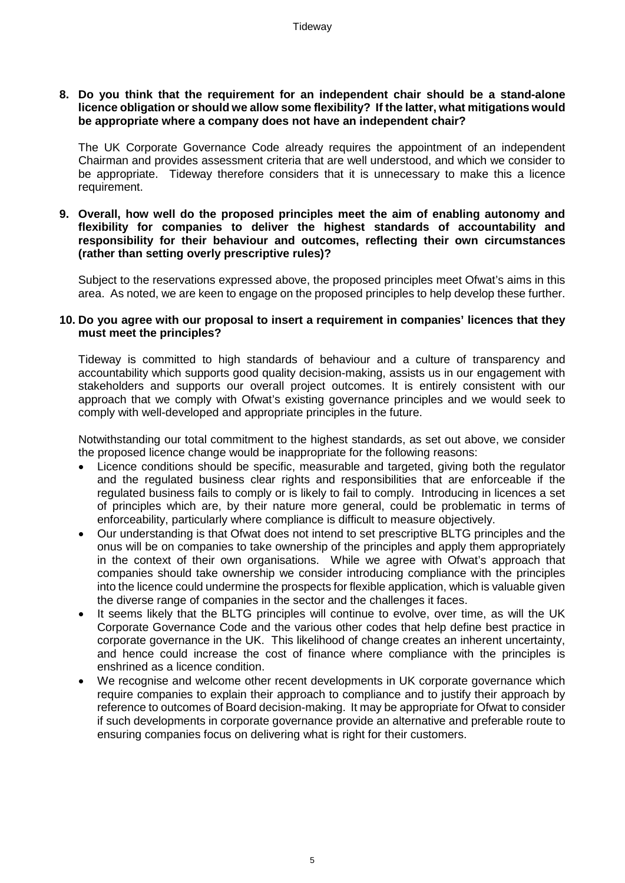**8. Do you think that the requirement for an independent chair should be a stand-alone licence obligation or should we allow some flexibility? If the latter, what mitigations would be appropriate where a company does not have an independent chair?**

The UK Corporate Governance Code already requires the appointment of an independent Chairman and provides assessment criteria that are well understood, and which we consider to be appropriate. Tideway therefore considers that it is unnecessary to make this a licence requirement.

**9. Overall, how well do the proposed principles meet the aim of enabling autonomy and flexibility for companies to deliver the highest standards of accountability and responsibility for their behaviour and outcomes, reflecting their own circumstances (rather than setting overly prescriptive rules)?**

Subject to the reservations expressed above, the proposed principles meet Ofwat's aims in this area. As noted, we are keen to engage on the proposed principles to help develop these further.

**10. Do you agree with our proposal to insert a requirement in companies' licences that they must meet the principles?**

Tideway is committed to high standards of behaviour and a culture of transparency and accountability which supports good quality decision-making, assists us in our engagement with stakeholders and supports our overall project outcomes. It is entirely consistent with our approach that we comply with Ofwat's existing governance principles and we would seek to comply with well-developed and appropriate principles in the future.

Notwithstanding our total commitment to the highest standards, as set out above, we consider the proposed licence change would be inappropriate for the following reasons:

- Licence conditions should be specific, measurable and targeted, giving both the regulator and the regulated business clear rights and responsibilities that are enforceable if the regulated business fails to comply or is likely to fail to comply. Introducing in licences a set of principles which are, by their nature more general, could be problematic in terms of enforceability, particularly where compliance is difficult to measure objectively.
- Our understanding is that Ofwat does not intend to set prescriptive BLTG principles and the onus will be on companies to take ownership of the principles and apply them appropriately in the context of their own organisations. While we agree with Ofwat's approach that companies should take ownership we consider introducing compliance with the principles into the licence could undermine the prospects for flexible application, which is valuable given the diverse range of companies in the sector and the challenges it faces.
- It seems likely that the BLTG principles will continue to evolve, over time, as will the UK Corporate Governance Code and the various other codes that help define best practice in corporate governance in the UK. This likelihood of change creates an inherent uncertainty, and hence could increase the cost of finance where compliance with the principles is enshrined as a licence condition.
- We recognise and welcome other recent developments in UK corporate governance which require companies to explain their approach to compliance and to justify their approach by reference to outcomes of Board decision-making. It may be appropriate for Ofwat to consider if such developments in corporate governance provide an alternative and preferable route to ensuring companies focus on delivering what is right for their customers.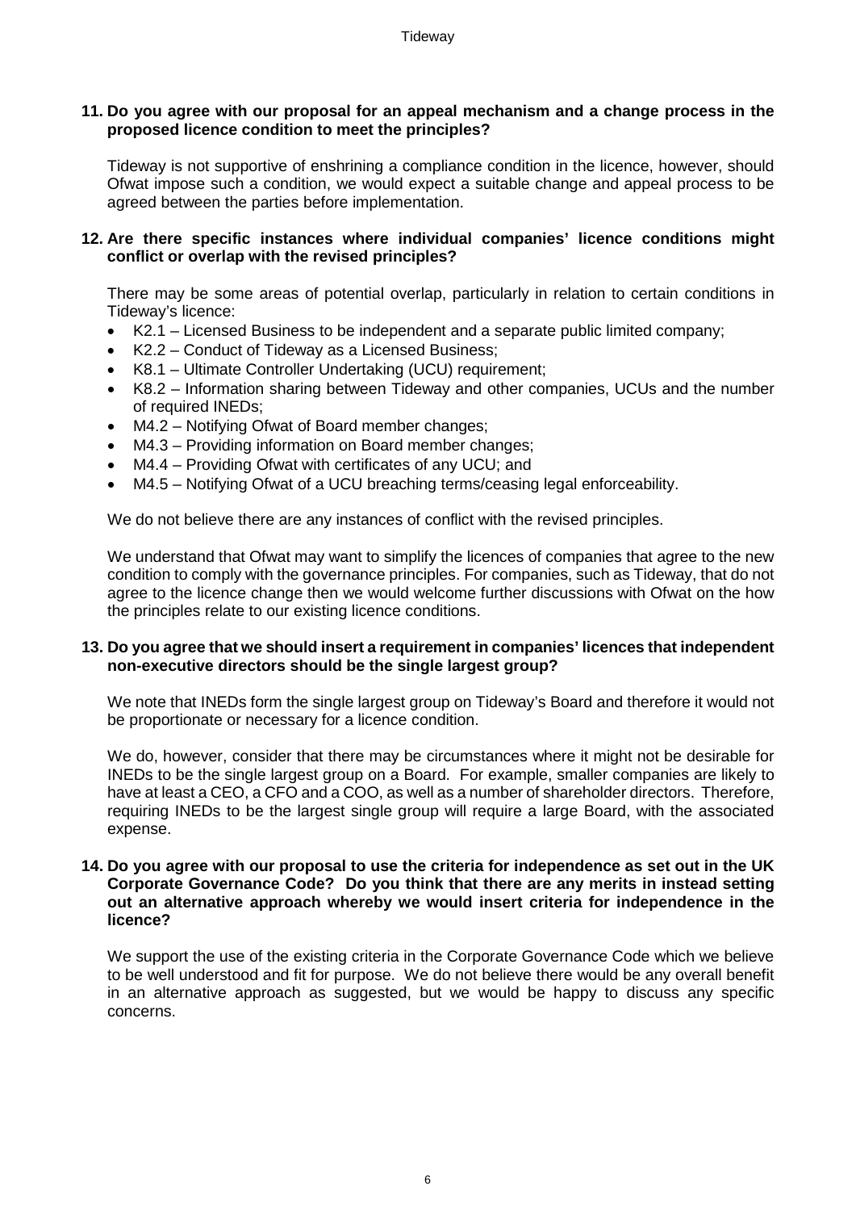**11. Do you agree with our proposal for an appeal mechanism and a change process in the proposed licence condition to meet the principles?**

Tideway is not supportive of enshrining a compliance condition in the licence, however, should Ofwat impose such a condition, we would expect a suitable change and appeal process to be agreed between the parties before implementation.

**12. Are there specific instances where individual companies' licence conditions might conflict or overlap with the revised principles?**

There may be some areas of potential overlap, particularly in relation to certain conditions in Tideway's licence:

- K2.1 – Licensed Business to be independent and a separate public limited company;
- K2.2 – Conduct of Tideway as a Licensed Business;
- K8.1 – Ultimate Controller Undertaking (UCU) requirement;
- K8.2 – Information sharing between Tideway and other companies, UCUs and the number of required INEDs;
- M4.2 – Notifying Ofwat of Board member changes;
- M4.3 – Providing information on Board member changes;
- M4.4 – Providing Ofwat with certificates of any UCU; and
- M4.5 – Notifying Ofwat of a UCU breaching terms/ceasing legal enforceability.

We do not believe there are any instances of conflict with the revised principles.

We understand that Ofwat may want to simplify the licences of companies that agree to the new condition to comply with the governance principles. For companies, such as Tideway, that do not agree to the licence change then we would welcome further discussions with Ofwat on the how the principles relate to our existing licence conditions.

**13. Do you agree that we should insert a requirement in companies' licences that independent non-executive directors should be the single largest group?**

We note that INEDs form the single largest group on Tideway's Board and therefore it would not be proportionate or necessary for a licence condition.

We do, however, consider that there may be circumstances where it might not be desirable for INEDs to be the single largest group on a Board. For example, smaller companies are likely to have at least a CEO, a CFO and a COO, as well as a number of shareholder directors. Therefore, requiring INEDs to be the largest single group will require a large Board, with the associated expense.

**14. Do you agree with our proposal to use the criteria for independence as set out in the UK Corporate Governance Code? Do you think that there are any merits in instead setting out an alternative approach whereby we would insert criteria for independence in the licence?**

We support the use of the existing criteria in the Corporate Governance Code which we believe to be well understood and fit for purpose. We do not believe there would be any overall benefit in an alternative approach as suggested, but we would be happy to discuss any specific concerns.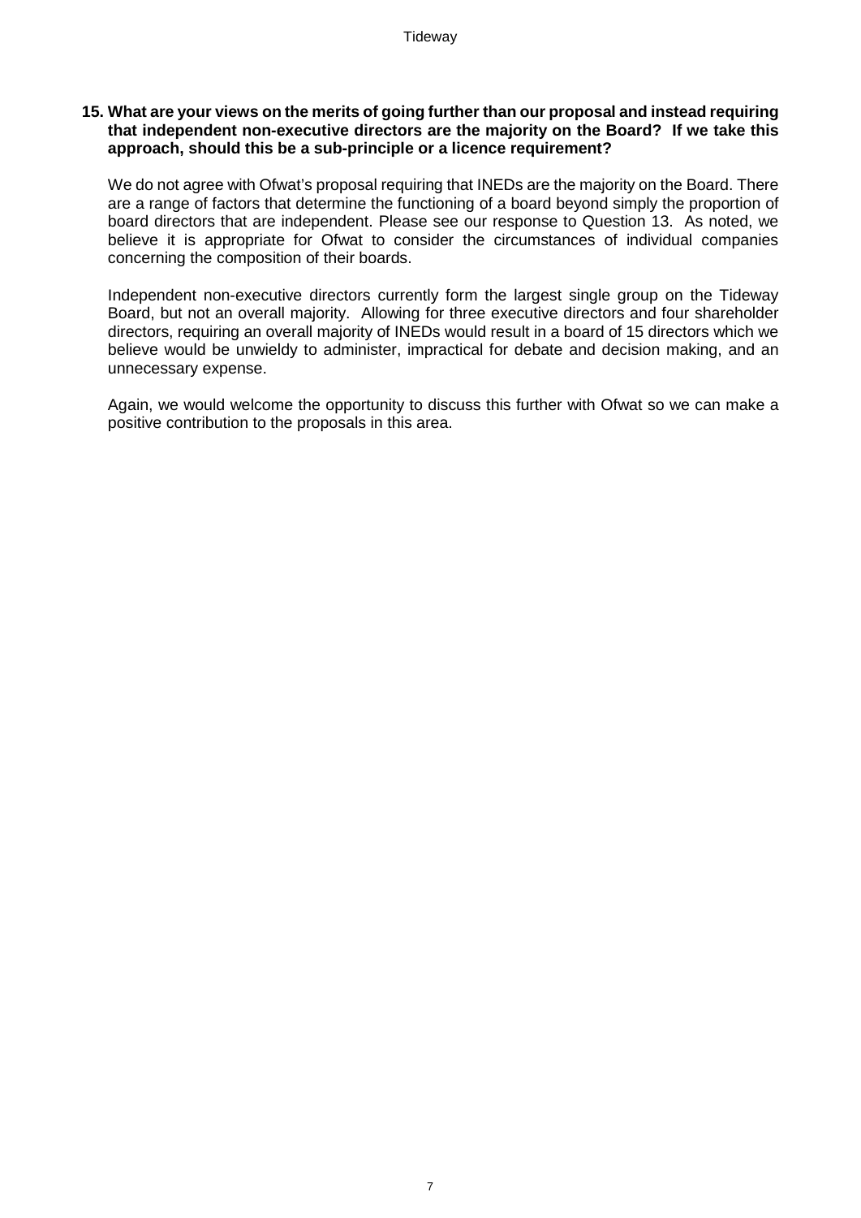**15. What are your views on the merits of going further than our proposal and instead requiring that independent non-executive directors are the majority on the Board? If we take this approach, should this be a sub-principle or a licence requirement?**

We do not agree with Ofwat's proposal requiring that INEDs are the majority on the Board. There are a range of factors that determine the functioning of a board beyond simply the proportion of board directors that are independent. Please see our response to Question 13. As noted, we believe it is appropriate for Ofwat to consider the circumstances of individual companies concerning the composition of their boards.

Independent non-executive directors currently form the largest single group on the Tideway Board, but not an overall majority. Allowing for three executive directors and four shareholder directors, requiring an overall majority of INEDs would result in a board of 15 directors which we believe would be unwieldy to administer, impractical for debate and decision making, and an unnecessary expense.

Again, we would welcome the opportunity to discuss this further with Ofwat so we can make a positive contribution to the proposals in this area.